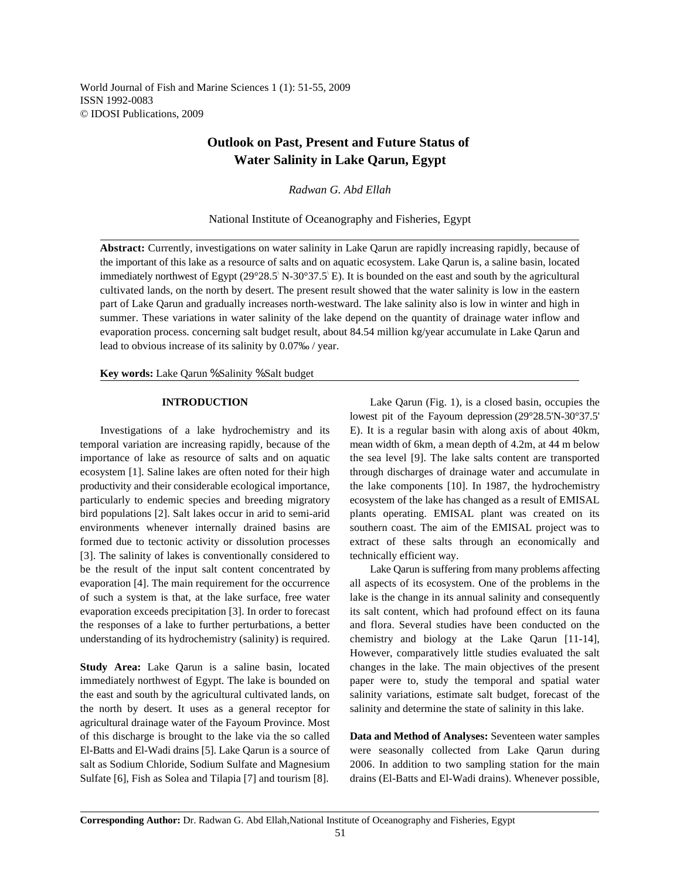World Journal of Fish and Marine Sciences 1 (1): 51-55, 2009
ISSN 1992-0083
© IDOSI Publications, 2009

# Outlook on Past, Present and Future Status of Water Salinity in Lake Qarun, Egypt

*Radwan G. Abd Ellah*

National Institute of Oceanography and Fisheries, Egypt

**Abstract:** Currently, investigations on water salinity in Lake Qarun are rapidly increasing rapidly, because of the important of this lake as a resource of salts and on aquatic ecosystem. Lake Qarun is, a saline basin, located immediately northwest of Egypt (29°28.5\` N-30°37.5\` E). It is bounded on the east and south by the agricultural cultivated lands, on the north by desert. The present result showed that the water salinity is low in the eastern part of Lake Qarun and gradually increases north-westward. The lake salinity also is low in winter and high in summer. These variations in water salinity of the lake depend on the quantity of drainage water inflow and evaporation process. concerning salt budget result, about 84.54 million kg/year accumulate in Lake Qarun and lead to obvious increase of its salinity by 0.07‰ / year.

**Key words:** Lake Qarun %Salinity %Salt budget

## INTRODUCTION

Investigations of a lake hydrochemistry and its temporal variation are increasing rapidly, because of the importance of lake as resource of salts and on aquatic ecosystem [1]. Saline lakes are often noted for their high productivity and their considerable ecological importance, particularly to endemic species and breeding migratory bird populations [2]. Salt lakes occur in arid to semi-arid environments whenever internally drained basins are formed due to tectonic activity or dissolution processes [3]. The salinity of lakes is conventionally considered to be the result of the input salt content concentrated by evaporation [4]. The main requirement for the occurrence of such a system is that, at the lake surface, free water evaporation exceeds precipitation [3]. In order to forecast the responses of a lake to further perturbations, a better understanding of its hydrochemistry (salinity) is required.

**Study Area:** Lake Qarun is a saline basin, located immediately northwest of Egypt. The lake is bounded on the east and south by the agricultural cultivated lands, on the north by desert. It uses as a general receptor for agricultural drainage water of the Fayoum Province. Most of this discharge is brought to the lake via the so called El-Batts and El-Wadi drains [5]. Lake Qarun is a source of salt as Sodium Chloride, Sodium Sulfate and Magnesium Sulfate [6], Fish as Solea and Tilapia [7] and tourism [8].

Lake Qarun (Fig. 1), is a closed basin, occupies the lowest pit of the Fayoum depression (29°28.5'N-30°37.5' E). It is a regular basin with along axis of about 40km, mean width of 6km, a mean depth of 4.2m, at 44 m below the sea level [9]. The lake salts content are transported through discharges of drainage water and accumulate in the lake components [10]. In 1987, the hydrochemistry ecosystem of the lake has changed as a result of EMISAL plants operating. EMISAL plant was created on its southern coast. The aim of the EMISAL project was to extract of these salts through an economically and technically efficient way.

Lake Qarun is suffering from many problems affecting all aspects of its ecosystem. One of the problems in the lake is the change in its annual salinity and consequently its salt content, which had profound effect on its fauna and flora. Several studies have been conducted on the chemistry and biology at the Lake Qarun [11-14], However, comparatively little studies evaluated the salt changes in the lake. The main objectives of the present paper were to, study the temporal and spatial water salinity variations, estimate salt budget, forecast of the salinity and determine the state of salinity in this lake.

**Data and Method of Analyses:** Seventeen water samples were seasonally collected from Lake Qarun during 2006. In addition to two sampling station for the main drains (El-Batts and El-Wadi drains). Whenever possible,

**Corresponding Author:** Dr. Radwan G. Abd Ellah,National Institute of Oceanography and Fisheries, Egypt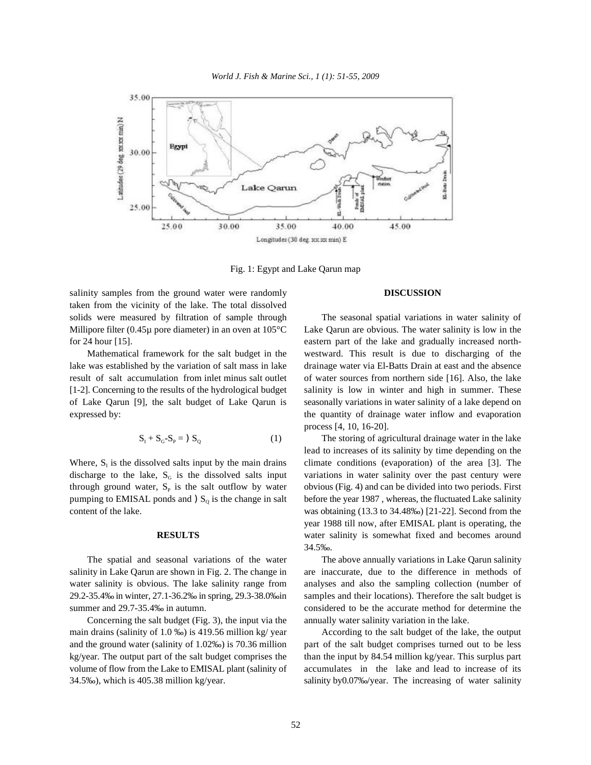Fig. 1: Egypt and Lake Qarun map

salinity samples from the ground water were randomly taken from the vicinity of the lake. The total dissolved solids were measured by filtration of sample through Millipore filter (0.45µ pore diameter) in an oven at 105°C for 24 hour [15].

Mathematical framework for the salt budget in the lake was established by the variation of salt mass in lake result of salt accumulation from inlet minus salt outlet [1-2]. Concerning to the results of the hydrological budget of Lake Qarun [9], the salt budget of Lake Qarun is expressed by:

$$S_I + S_G - S_P = \Delta S_Q \quad (1)$$

Where, $S_I$ is the dissolved salts input by the main drains discharge to the lake, $S_G$ is the dissolved salts input through ground water, $S_P$ is the salt outflow by water pumping to EMISAL ponds and $\Delta S_Q$ is the change in salt content of the lake.

## RESULTS

The spatial and seasonal variations of the water salinity in Lake Qarun are shown in Fig. 2. The change in water salinity is obvious. The lake salinity range from 29.2-35.4‰ in winter, 27.1-36.2‰ in spring, 29.3-38.0‰in summer and 29.7-35.4‰ in autumn.

Concerning the salt budget (Fig. 3), the input via the main drains (salinity of 1.0 ‰) is 419.56 million kg/ year and the ground water (salinity of 1.02‰) is 70.36 million kg/year. The output part of the salt budget comprises the volume of flow from the Lake to EMISAL plant (salinity of 34.5‰), which is 405.38 million kg/year.

## DISCUSSION

The seasonal spatial variations in water salinity of Lake Qarun are obvious. The water salinity is low in the eastern part of the lake and gradually increased north-westward. This result is due to discharging of the drainage water via El-Batts Drain at east and the absence of water sources from northern side [16]. Also, the lake salinity is low in winter and high in summer. These seasonally variations in water salinity of a lake depend on the quantity of drainage water inflow and evaporation process [4, 10, 16-20].

The storing of agricultural drainage water in the lake lead to increases of its salinity by time depending on the climate conditions (evaporation) of the area [3]. The variations in water salinity over the past century were obvious (Fig. 4) and can be divided into two periods. First before the year 1987 , whereas, the fluctuated Lake salinity was obtaining (13.3 to 34.48‰) [21-22]. Second from the year 1988 till now, after EMISAL plant is operating, the water salinity is somewhat fixed and becomes around 34.5‰.

The above annually variations in Lake Qarun salinity are inaccurate, due to the difference in methods of analyses and also the sampling collection (number of samples and their locations). Therefore the salt budget is considered to be the accurate method for determine the annually water salinity variation in the lake.

According to the salt budget of the lake, the output part of the salt budget comprises turned out to be less than the input by 84.54 million kg/year. This surplus part accumulates in the lake and lead to increase of its salinity by0.07‰/year. The increasing of water salinity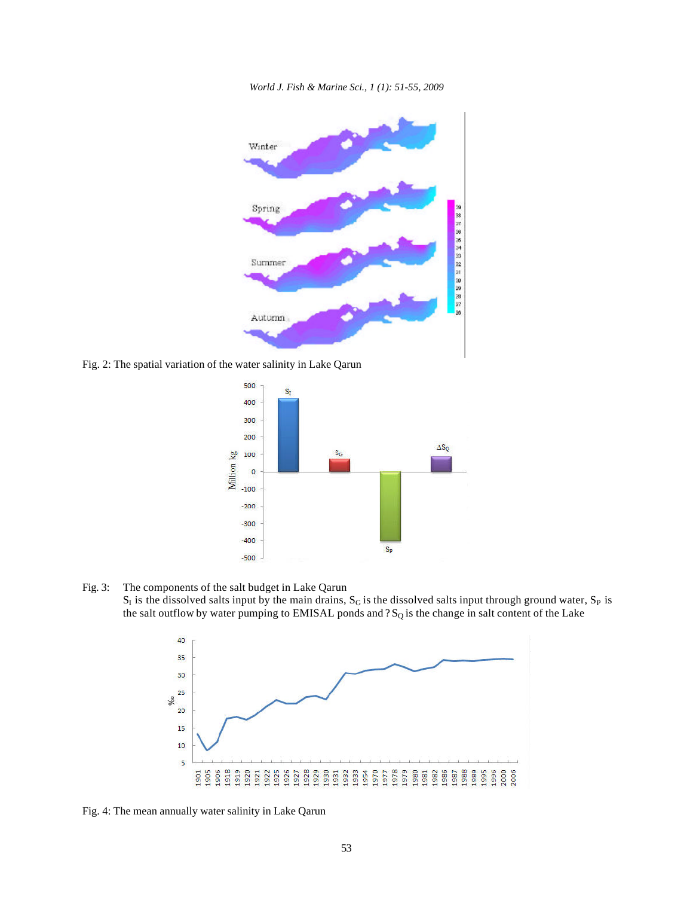Fig. 2: The spatial variation of the water salinity in Lake Qarun

Fig. 3: The components of the salt budget in Lake Qarun
$S_I$ is the dissolved salts input by the main drains, $S_G$ is the dissolved salts input through ground water, $S_P$ is the salt outflow by water pumping to EMISAL ponds and ? $S_Q$ is the change in salt content of the Lake

Fig. 4: The mean annually water salinity in Lake Qarun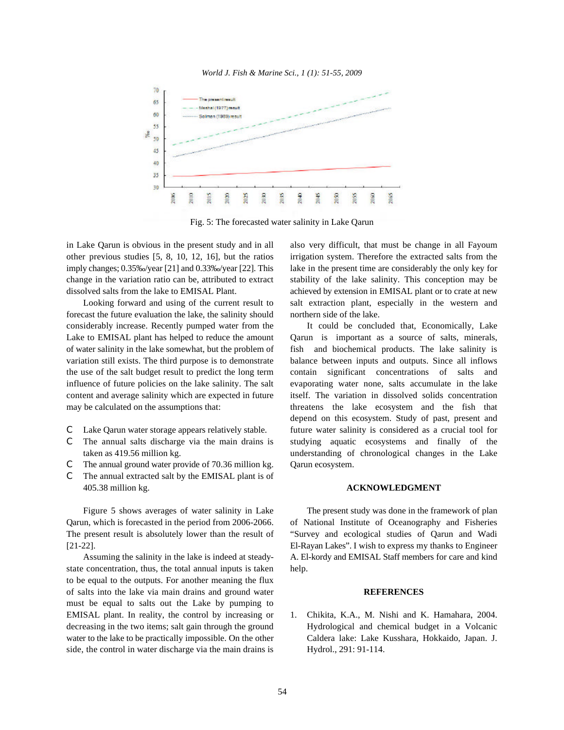Fig. 5: The forecasted water salinity in Lake Qarun

in Lake Qarun is obvious in the present study and in all other previous studies [5, 8, 10, 12, 16], but the ratios imply changes; 0.35‰/year [21] and 0.33‰/year [22]. This change in the variation ratio can be, attributed to extract dissolved salts from the lake to EMISAL Plant.

Looking forward and using of the current result to forecast the future evaluation the lake, the salinity should considerably increase. Recently pumped water from the Lake to EMISAL plant has helped to reduce the amount of water salinity in the lake somewhat, but the problem of variation still exists. The third purpose is to demonstrate the use of the salt budget result to predict the long term influence of future policies on the lake salinity. The salt content and average salinity which are expected in future may be calculated on the assumptions that:

- Lake Qarun water storage appears relatively stable.
- The annual salts discharge via the main drains is taken as 419.56 million kg.
- The annual ground water provide of 70.36 million kg.
- The annual extracted salt by the EMISAL plant is of 405.38 million kg.

Figure 5 shows averages of water salinity in Lake Qarun, which is forecasted in the period from 2006-2066. The present result is absolutely lower than the result of [21-22].

Assuming the salinity in the lake is indeed at steady-state concentration, thus, the total annual inputs is taken to be equal to the outputs. For another meaning the flux of salts into the lake via main drains and ground water must be equal to salts out the Lake by pumping to EMISAL plant. In reality, the control by increasing or decreasing in the two items; salt gain through the ground water to the lake to be practically impossible. On the other side, the control in water discharge via the main drains is also very difficult, that must be change in all Fayoum irrigation system. Therefore the extracted salts from the lake in the present time are considerably the only key for stability of the lake salinity. This conception may be achieved by extension in EMISAL plant or to crate at new salt extraction plant, especially in the western and northern side of the lake.

It could be concluded that, Economically, Lake Qarun is important as a source of salts, minerals, fish and biochemical products. The lake salinity is balance between inputs and outputs. Since all inflows contain significant concentrations of salts and evaporating water none, salts accumulate in the lake itself. The variation in dissolved solids concentration threatens the lake ecosystem and the fish that depend on this ecosystem. Study of past, present and future water salinity is considered as a crucial tool for studying aquatic ecosystems and finally of the understanding of chronological changes in the Lake Qarun ecosystem.

## ACKNOWLEDGMENT

The present study was done in the framework of plan of National Institute of Oceanography and Fisheries "Survey and ecological studies of Qarun and Wadi El-Rayan Lakes". I wish to express my thanks to Engineer A. El-kordy and EMISAL Staff members for care and kind help.

## REFERENCES

1. Chikita, K.A., M. Nishi and K. Hamahara, 2004. Hydrological and chemical budget in a Volcanic Caldera lake: Lake Kusshara, Hokkaido, Japan. J. Hydrol., 291: 91-114.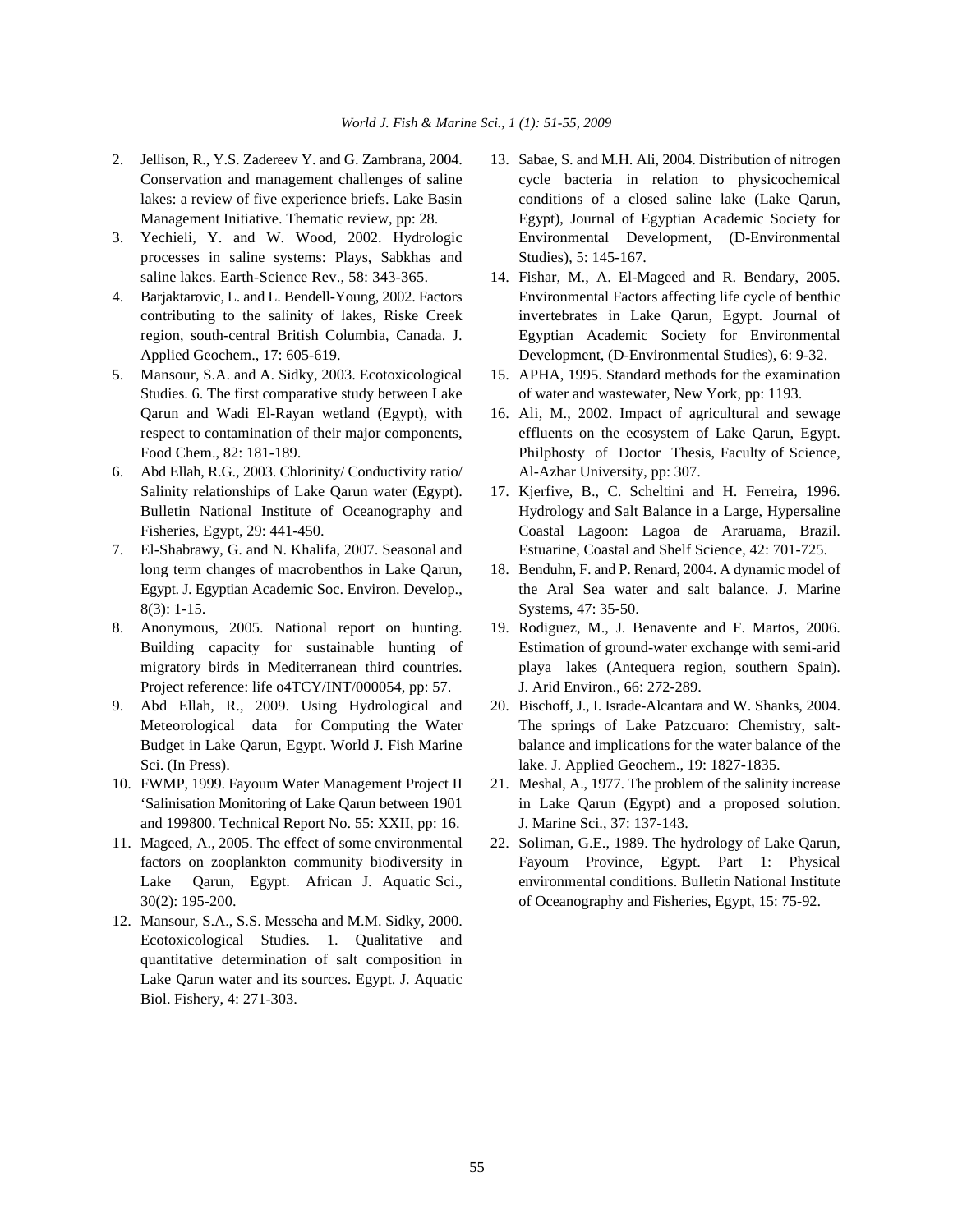2. Jellison, R., Y.S. Zadereev Y. and G. Zambrana, 2004. Conservation and management challenges of saline lakes: a review of five experience briefs. Lake Basin Management Initiative. Thematic review, pp: 28.
3. Yechieli, Y. and W. Wood, 2002. Hydrologic processes in saline systems: Plays, Sabkhas and saline lakes. Earth-Science Rev., 58: 343-365.
4. Barjaktarovic, L. and L. Bendell-Young, 2002. Factors contributing to the salinity of lakes, Riske Creek region, south-central British Columbia, Canada. J. Applied Geochem., 17: 605-619.
5. Mansour, S.A. and A. Sidky, 2003. Ecotoxicological Studies. 6. The first comparative study between Lake Qarun and Wadi El-Rayan wetland (Egypt), with respect to contamination of their major components, Food Chem., 82: 181-189.
6. Abd Ellah, R.G., 2003. Chlorinity/ Conductivity ratio/ Salinity relationships of Lake Qarun water (Egypt). Bulletin National Institute of Oceanography and Fisheries, Egypt, 29: 441-450.
7. El-Shabrawy, G. and N. Khalifa, 2007. Seasonal and long term changes of macrobenthos in Lake Qarun, Egypt. J. Egyptian Academic Soc. Environ. Develop., 8(3): 1-15.
8. Anonymous, 2005. National report on hunting. Building capacity for sustainable hunting of migratory birds in Mediterranean third countries. Project reference: life o4TCY/INT/000054, pp: 57.
9. Abd Ellah, R., 2009. Using Hydrological and Meteorological data for Computing the Water Budget in Lake Qarun, Egypt. World J. Fish Marine Sci. (In Press).
10. FWMP, 1999. Fayoum Water Management Project II 'Salinisation Monitoring of Lake Qarun between 1901 and 199800. Technical Report No. 55: XXII, pp: 16.
11. Mageed, A., 2005. The effect of some environmental factors on zooplankton community biodiversity in Lake Qarun, Egypt. African J. Aquatic Sci., 30(2): 195-200.
12. Mansour, S.A., S.S. Messeha and M.M. Sidky, 2000. Ecotoxicological Studies. 1. Qualitative and quantitative determination of salt composition in Lake Qarun water and its sources. Egypt. J. Aquatic Biol. Fishery, 4: 271-303.
13. Sabae, S. and M.H. Ali, 2004. Distribution of nitrogen cycle bacteria in relation to physicochemical conditions of a closed saline lake (Lake Qarun, Egypt), Journal of Egyptian Academic Society for Environmental Development, (D-Environmental Studies), 5: 145-167.
14. Fishar, M., A. El-Mageed and R. Bendary, 2005. Environmental Factors affecting life cycle of benthic invertebrates in Lake Qarun, Egypt. Journal of Egyptian Academic Society for Environmental Development, (D-Environmental Studies), 6: 9-32.
15. APHA, 1995. Standard methods for the examination of water and wastewater, New York, pp: 1193.
16. Ali, M., 2002. Impact of agricultural and sewage effluents on the ecosystem of Lake Qarun, Egypt. Philphosty of Doctor Thesis, Faculty of Science, Al-Azhar University, pp: 307.
17. Kjerfive, B., C. Scheltini and H. Ferreira, 1996. Hydrology and Salt Balance in a Large, Hypersaline Coastal Lagoon: Lagoa de Araruama, Brazil. Estuarine, Coastal and Shelf Science, 42: 701-725.
18. Benduhn, F. and P. Renard, 2004. A dynamic model of the Aral Sea water and salt balance. J. Marine Systems, 47: 35-50.
19. Rodiguez, M., J. Benavente and F. Martos, 2006. Estimation of ground-water exchange with semi-arid playa lakes (Antequera region, southern Spain). J. Arid Environ., 66: 272-289.
20. Bischoff, J., I. Israde-Alcantara and W. Shanks, 2004. The springs of Lake Patzcuaro: Chemistry, salt-balance and implications for the water balance of the lake. J. Applied Geochem., 19: 1827-1835.
21. Meshal, A., 1977. The problem of the salinity increase in Lake Qarun (Egypt) and a proposed solution. J. Marine Sci., 37: 137-143.
22. Soliman, G.E., 1989. The hydrology of Lake Qarun, Fayoum Province, Egypt. Part 1: Physical environmental conditions. Bulletin National Institute of Oceanography and Fisheries, Egypt, 15: 75-92.